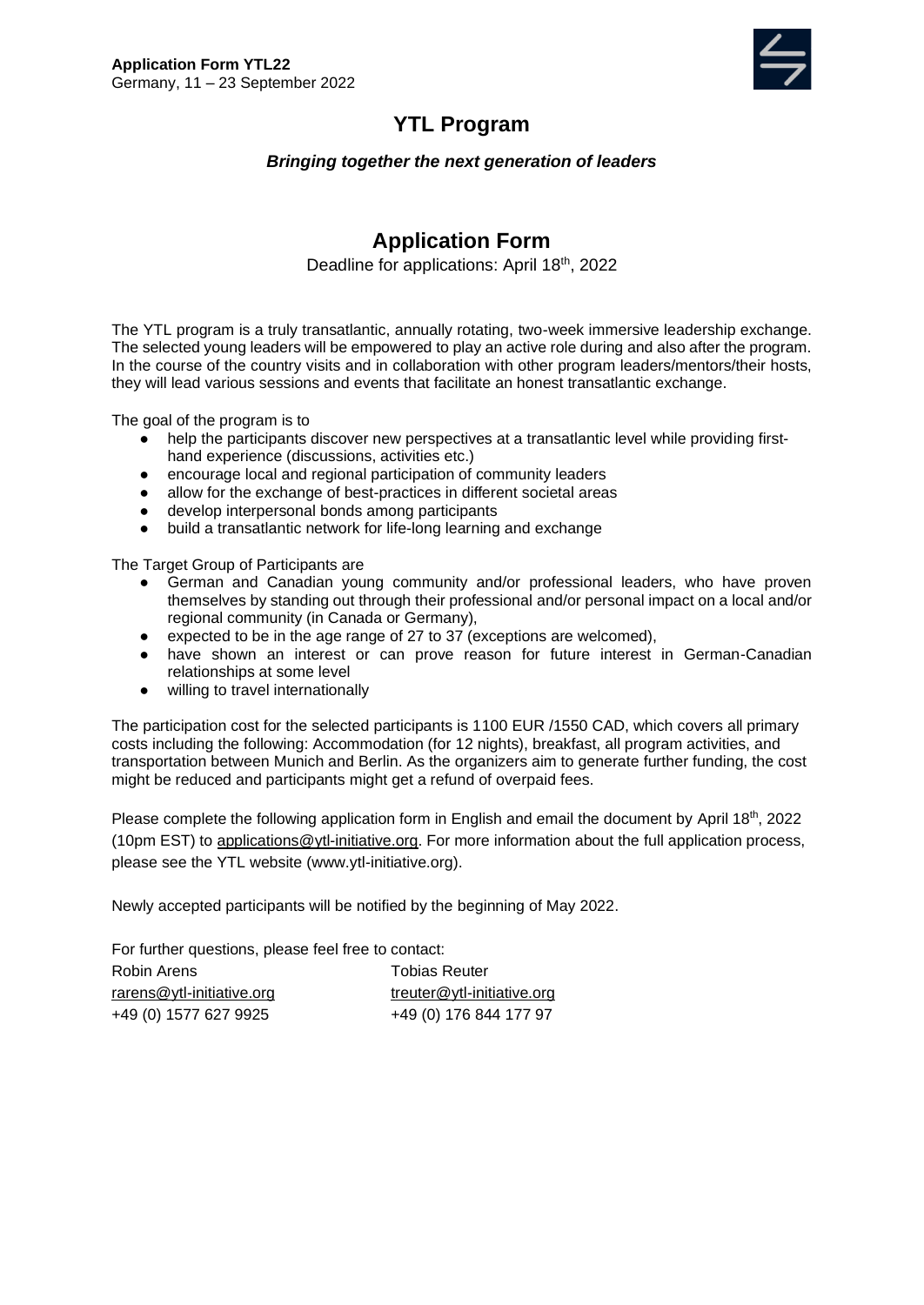**Application Form YTL22**
Germany, 11 – 23 September 2022

# YTL Program

***Bringing together the next generation of leaders***

## Application Form

Deadline for applications: April 18th, 2022

The YTL program is a truly transatlantic, annually rotating, two-week immersive leadership exchange. The selected young leaders will be empowered to play an active role during and also after the program. In the course of the country visits and in collaboration with other program leaders/mentors/their hosts, they will lead various sessions and events that facilitate an honest transatlantic exchange.

The goal of the program is to

- help the participants discover new perspectives at a transatlantic level while providing first-hand experience (discussions, activities etc.)
- encourage local and regional participation of community leaders
- allow for the exchange of best-practices in different societal areas
- develop interpersonal bonds among participants
- build a transatlantic network for life-long learning and exchange

The Target Group of Participants are

- German and Canadian young community and/or professional leaders, who have proven themselves by standing out through their professional and/or personal impact on a local and/or regional community (in Canada or Germany),
- expected to be in the age range of 27 to 37 (exceptions are welcomed),
- have shown an interest or can prove reason for future interest in German-Canadian relationships at some level
- willing to travel internationally

The participation cost for the selected participants is 1100 EUR /1550 CAD, which covers all primary costs including the following: Accommodation (for 12 nights), breakfast, all program activities, and transportation between Munich and Berlin. As the organizers aim to generate further funding, the cost might be reduced and participants might get a refund of overpaid fees.

Please complete the following application form in English and email the document by April 18th, 2022 (10pm EST) to applications@ytl-initiative.org. For more information about the full application process, please see the YTL website (www.ytl-initiative.org).

Newly accepted participants will be notified by the beginning of May 2022.

For further questions, please feel free to contact:

| Robin Arens | Tobias Reuter |
|---|---|
| rarens@ytl-initiative.org | treuter@ytl-initiative.org |
| +49 (0) 1577 627 9925 | +49 (0) 176 844 177 97 |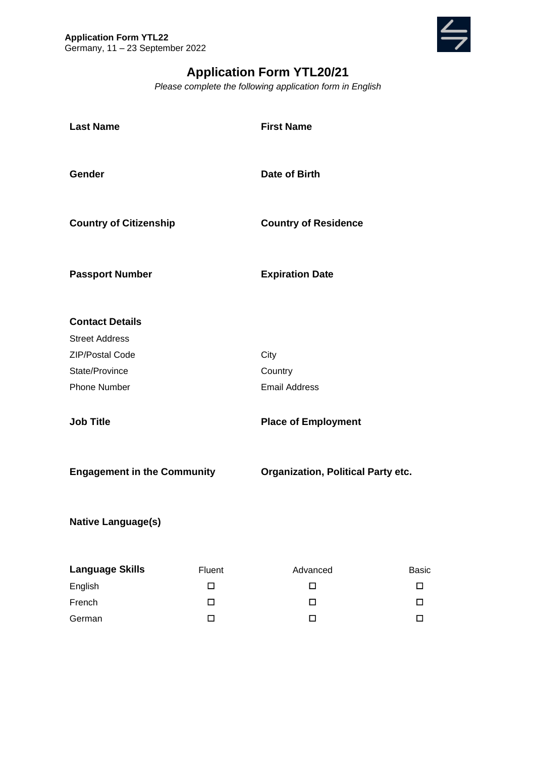# Application Form YTL20/21

*Please complete the following application form in English*

**Last Name**

**First Name**

**Gender**

**Date of Birth**

**Country of Citizenship**

**Country of Residence**

**Passport Number**

**Expiration Date**

**Contact Details**

Street Address

ZIP/Postal Code

City

State/Province

Country

Phone Number

Email Address

**Job Title**

**Place of Employment**

**Engagement in the Community**

**Organization, Political Party etc.**

**Native Language(s)**

| **Language Skills** | Fluent | Advanced | Basic |
|---|---|---|---|
| English | ☐ | ☐ | ☐ |
| French | ☐ | ☐ | ☐ |
| German | ☐ | ☐ | ☐ |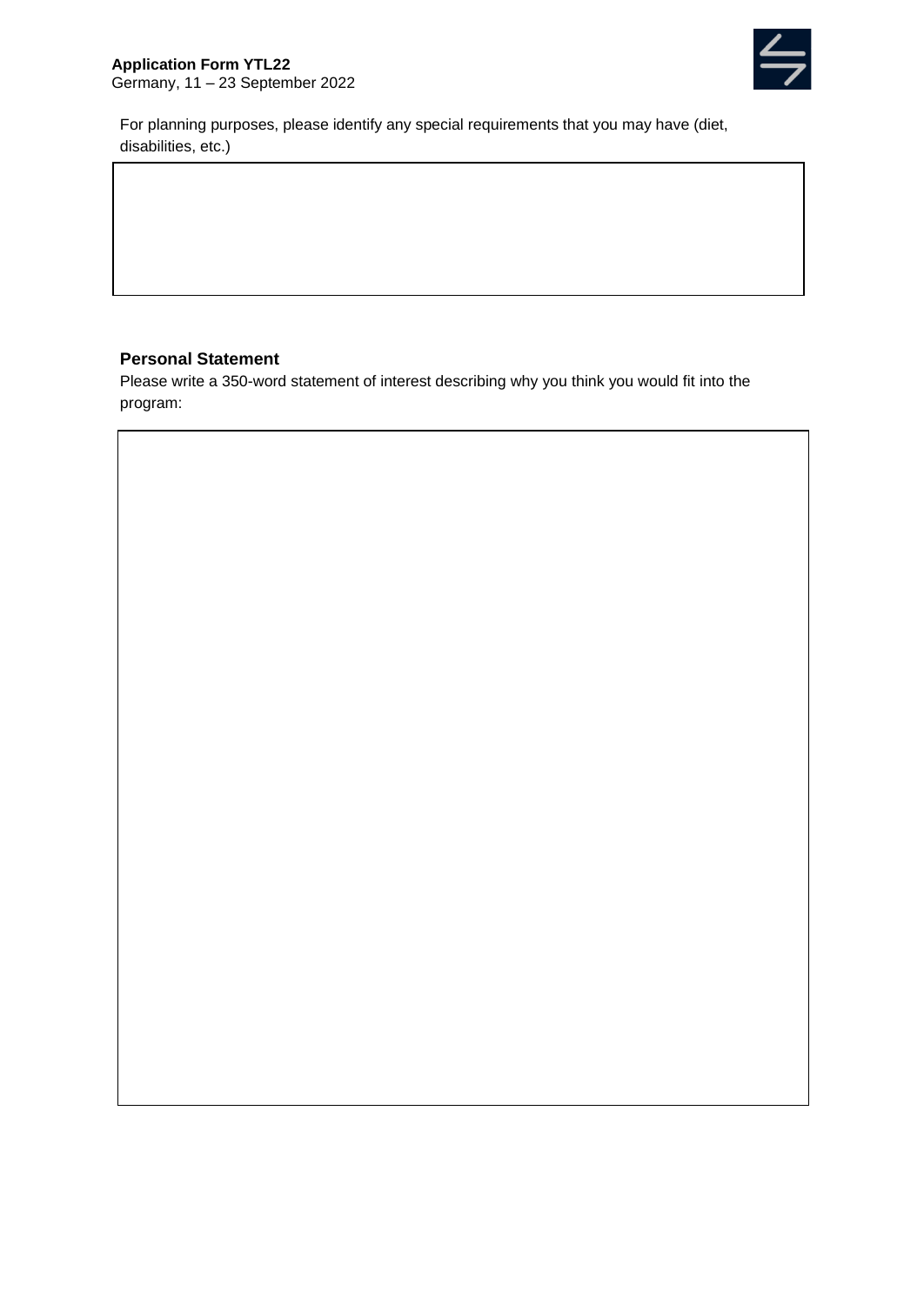For planning purposes, please identify any special requirements that you may have (diet, disabilities, etc.)

## Personal Statement

Please write a 350-word statement of interest describing why you think you would fit into the program: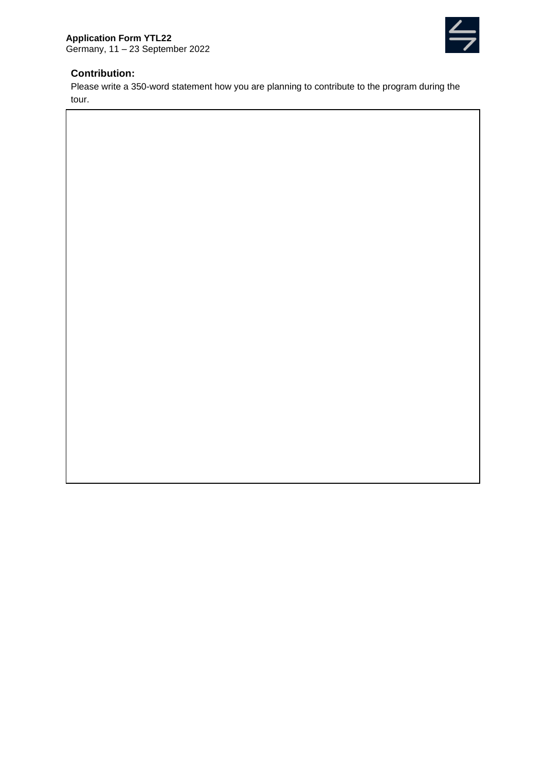**Application Form YTL22**
Germany, 11 – 23 September 2022

## Contribution:

Please write a 350-word statement how you are planning to contribute to the program during the tour.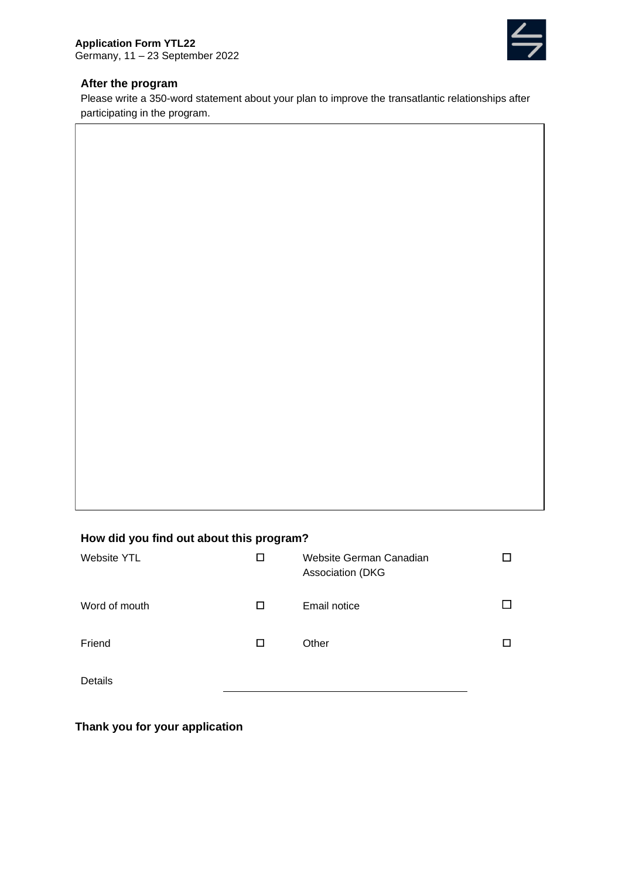## After the program

Please write a 350-word statement about your plan to improve the transatlantic relationships after participating in the program.

## How did you find out about this program?

| | | | |
|---|---|---|---|
| Website YTL | ☐ | Website German Canadian Association (DKG | ☐ |
| Word of mouth | ☐ | Email notice | ☐ |
| Friend | ☐ | Other | ☐ |

Details ______________________________

**Thank you for your application**